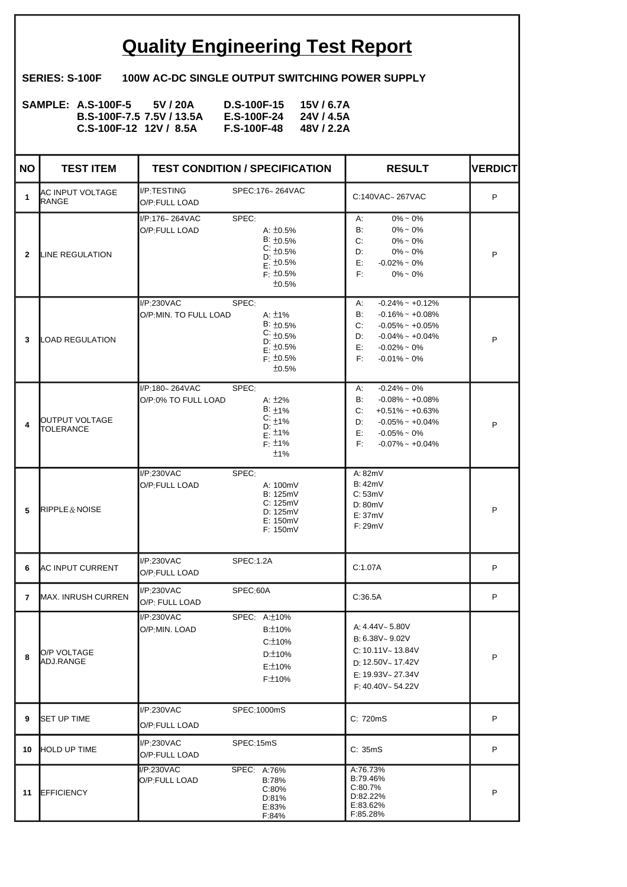# Quality Engineering Test Report

**SERIES: S-100F 100W AC-DC SINGLE OUTPUT SWITCHING POWER SUPPLY**

**SAMPLE:**

| | | | |
|---|---|---|---|
| A.S-100F-5 | 5V / 20A | D.S-100F-15 | 15V / 6.7A |
| B.S-100F-7.5 | 7.5V / 13.5A | E.S-100F-24 | 24V / 4.5A |
| C.S-100F-12 | 12V / 8.5A | F.S-100F-48 | 48V / 2.2A |

| NO | TEST ITEM | TEST CONDITION / SPECIFICATION | | RESULT | VERDICT |
|---|---|---|---|---|---|
| 1 | AC INPUT VOLTAGE RANGE | I/P:TESTING<br>O/P:FULL LOAD | SPEC:176~264VAC | C:140VAC~267VAC | P |
| 2 | LINE REGULATION | I/P:176~264VAC<br>O/P:FULL LOAD | SPEC:<br>A: ±0.5%<br>B: ±0.5%<br>C: ±0.5%<br>D: ±0.5%<br>E: ±0.5%<br>F: ±0.5% | A: 0% ~ 0%<br>B: 0% ~ 0%<br>C: 0% ~ 0%<br>D: 0% ~ 0%<br>E: -0.02% ~ 0%<br>F: 0% ~ 0% | P |
| 3 | LOAD REGULATION | I/P:230VAC<br>O/P:MIN. TO FULL LOAD | SPEC:<br>A: ±1%<br>B: ±0.5%<br>C: ±0.5%<br>D: ±0.5%<br>E: ±0.5%<br>F: ±0.5% | A: -0.24% ~ +0.12%<br>B: -0.16% ~ +0.08%<br>C: -0.05% ~ +0.05%<br>D: -0.04% ~ +0.04%<br>E: -0.02% ~ 0%<br>F: -0.01% ~ 0% | P |
| 4 | OUTPUT VOLTAGE TOLERANCE | I/P:180~264VAC<br>O/P:0% TO FULL LOAD | SPEC:<br>A: ±2%<br>B: ±1%<br>C: ±1%<br>D: ±1%<br>E: ±1%<br>F: ±1% | A: -0.24% ~ 0%<br>B: -0.08% ~ +0.08%<br>C: +0.51% ~ +0.63%<br>D: -0.05% ~ +0.04%<br>E: -0.05% ~ 0%<br>F: -0.07% ~ +0.04% | P |
| 5 | RIPPLE & NOISE | I/P:230VAC<br>O/P:FULL LOAD | SPEC:<br>A: 100mV<br>B: 125mV<br>C: 125mV<br>D: 125mV<br>E: 150mV<br>F: 150mV | A: 82mV<br>B: 42mV<br>C: 53mV<br>D: 80mV<br>E: 37mV<br>F: 29mV | P |
| 6 | AC INPUT CURRENT | I/P:230VAC<br>O/P:FULL LOAD | SPEC:1.2A | C:1.07A | P |
| 7 | MAX. INRUSH CURREN | I/P:230VAC<br>O/P: FULL LOAD | SPEC:60A | C:36.5A | P |
| 8 | O/P VOLTAGE ADJ.RANGE | I/P:230VAC<br>O/P:MIN. LOAD | SPEC:<br>A:±10%<br>B:±10%<br>C:±10%<br>D:±10%<br>E:±10%<br>F:±10% | A: 4.44V~5.80V<br>B: 6.38V~9.02V<br>C: 10.11V~13.84V<br>D: 12.50V~17.42V<br>E: 19.93V~27.34V<br>F: 40.40V~54.22V | P |
| 9 | SET UP TIME | I/P:230VAC<br>O/P:FULL LOAD | SPEC:1000mS | C: 720mS | P |
| 10 | HOLD UP TIME | I/P:230VAC<br>O/P:FULL LOAD | SPEC:15mS | C: 35mS | P |
| 11 | EFFICIENCY | I/P:230VAC<br>O/P:FULL LOAD | SPEC:<br>A:76%<br>B:78%<br>C:80%<br>D:81%<br>E:83%<br>F:84% | A:76.73%<br>B:79.46%<br>C:80.7%<br>D:82.22%<br>E:83.62%<br>F:85.28% | P |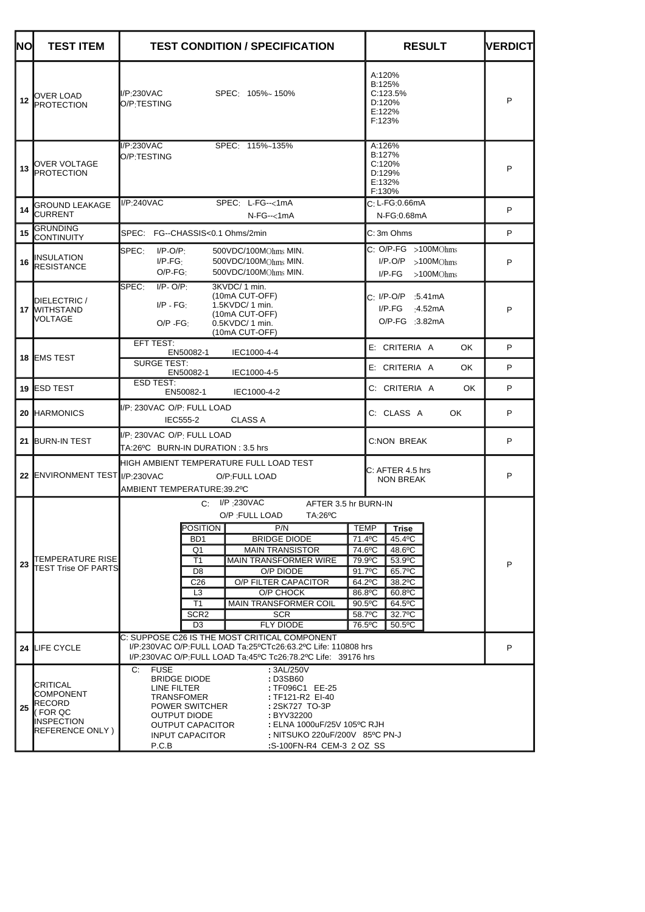| NO | TEST ITEM | TEST CONDITION / SPECIFICATION | RESULT | VERDICT |
|---|---|---|---|---|
| 12 | OVER LOAD PROTECTION | I/P:230VAC SPEC: 105%~ 150%<br>O/P:TESTING | A:120%<br>B:125%<br>C:123.5%<br>D:120%<br>E:122%<br>F:123% | P |
| 13 | OVER VOLTAGE PROTECTION | I/P:230VAC SPEC: 115%~135%<br>O/P:TESTING | A:126%<br>B:127%<br>C:120%<br>D:129%<br>E:132%<br>F:130% | P |
| 14 | GROUND LEAKAGE CURRENT | I/P:240VAC SPEC: L-FG--<1mA<br>N-FG--<1mA | C: L-FG:0.66mA<br>N-FG:0.68mA | P |
| 15 | GRUNDING CONTINUITY | SPEC: FG--CHASSIS<0.1 Ohms/2min | C: 3m Ohms | P |
| 16 | INSULATION RESISTANCE | SPEC: I/P-O/P: 500VDC/100MOhms MIN.<br>I/P-FG: 500VDC/100MOhms MIN.<br>O/P-FG: 500VDC/100MOhms MIN. | C: O/P-FG >100MOhms<br>I/P-O/P >100MOhms<br>I/P-FG >100MOhms | P |
| 17 | DIELECTRIC / WITHSTAND VOLTAGE | SPEC: I/P- O/P: 3KVDC/ 1 min. (10mA CUT-OFF)<br>I/P - FG: 1.5KVDC/ 1 min. (10mA CUT-OFF)<br>O/P -FG: 0.5KVDC/ 1 min. (10mA CUT-OFF) | C: I/P-O/P :5.41mA<br>I/P-FG :4.52mA<br>O/P-FG :3.82mA | P |
| 18 | EMS TEST | EFT TEST: EN50082-1 IEC1000-4-4 | E: CRITERIA A OK | P |
| | | SURGE TEST: EN50082-1 IEC1000-4-5 | E: CRITERIA A OK | P |
| 19 | ESD TEST | ESD TEST: EN50082-1 IEC1000-4-2 | C: CRITERIA A OK | P |
| 20 | HARMONICS | I/P: 230VAC O/P: FULL LOAD<br>IEC555-2 CLASS A | C: CLASS A OK | P |
| 21 | BURN-IN TEST | I/P: 230VAC O/P: FULL LOAD<br>TA:26ºC BURN-IN DURATION : 3.5 hrs | C:NON BREAK | P |
| 22 | ENVIRONMENT TEST | HIGH AMBIENT TEMPERATURE FULL LOAD TEST<br>I/P:230VAC O/P:FULL LOAD<br>AMBIENT TEMPERATURE:39.2ºC | C: AFTER 4.5 hrs NON BREAK | P |
| 23 | TEMPERATURE RISE TEST Trise OF PARTS | C: I/P :230VAC AFTER 3.5 hr BURN-IN<br>O/P :FULL LOAD TA:26ºC<br>(see table below) | | P |
| 24 | LIFE CYCLE | C: SUPPOSE C26 IS THE MOST CRITICAL COMPONENT<br>I/P:230VAC O/P:FULL LOAD Ta:25ºCTc26:63.2ºC Life: 110808 hrs<br>I/P:230VAC O/P:FULL LOAD Ta:45ºC Tc26:78.2ºC Life: 39176 hrs | | P |
| 25 | CRITICAL COMPONENT RECORD ( FOR QC INSPECTION REFERENCE ONLY ) | C: FUSE : 3AL/250V<br>BRIDGE DIODE : D3SB60<br>LINE FILTER : TF096C1 EE-25<br>TRANSFOMER : TF121-R2 EI-40<br>POWER SWITCHER : 2SK727 TO-3P<br>OUTPUT DIODE : BYV32200<br>OUTPUT CAPACITOR : ELNA 1000uF/25V 105ºC RJH<br>INPUT CAPACITOR : NITSUKO 220uF/200V 85ºC PN-J<br>P.C.B :S-100FN-R4 CEM-3 2 OZ SS | | |

Item 23 – Temperature rise of parts:

| POSITION | P/N | TEMP | Trise |
|---|---|---|---|
| BD1 | BRIDGE DIODE | 71.4ºC | 45.4ºC |
| Q1 | MAIN TRANSISTOR | 74.6ºC | 48.6ºC |
| T1 | MAIN TRANSFORMER WIRE | 79.9ºC | 53.9ºC |
| D8 | O/P DIODE | 91.7ºC | 65.7ºC |
| C26 | O/P FILTER CAPACITOR | 64.2ºC | 38.2ºC |
| L3 | O/P CHOCK | 86.8ºC | 60.8ºC |
| T1 | MAIN TRANSFORMER COIL | 90.5ºC | 64.5ºC |
| SCR2 | SCR | 58.7ºC | 32.7ºC |
| D3 | FLY DIODE | 76.5ºC | 50.5ºC |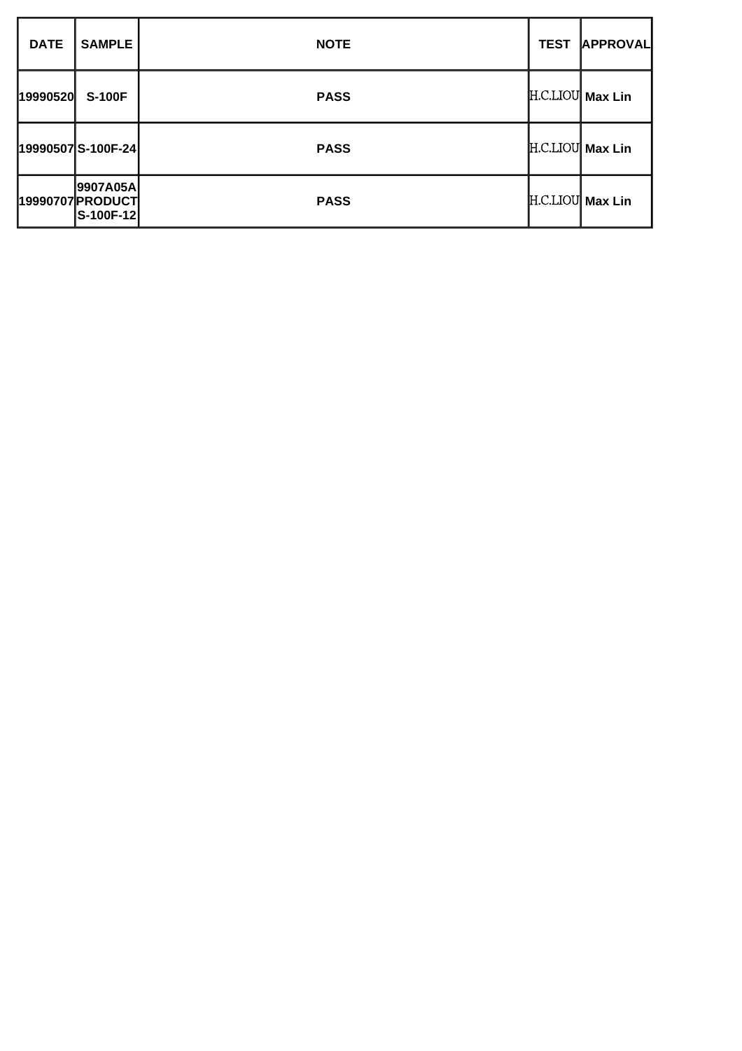| DATE | SAMPLE | NOTE | TEST | APPROVAL |
| --- | --- | --- | --- | --- |
| 19990520 | S-100F | PASS | H.C.LIOU | Max Lin |
| 19990507 | S-100F-24 | PASS | H.C.LIOU | Max Lin |
| 19990707 | 9907A05A PRODUCT S-100F-12 | PASS | H.C.LIOU | Max Lin |